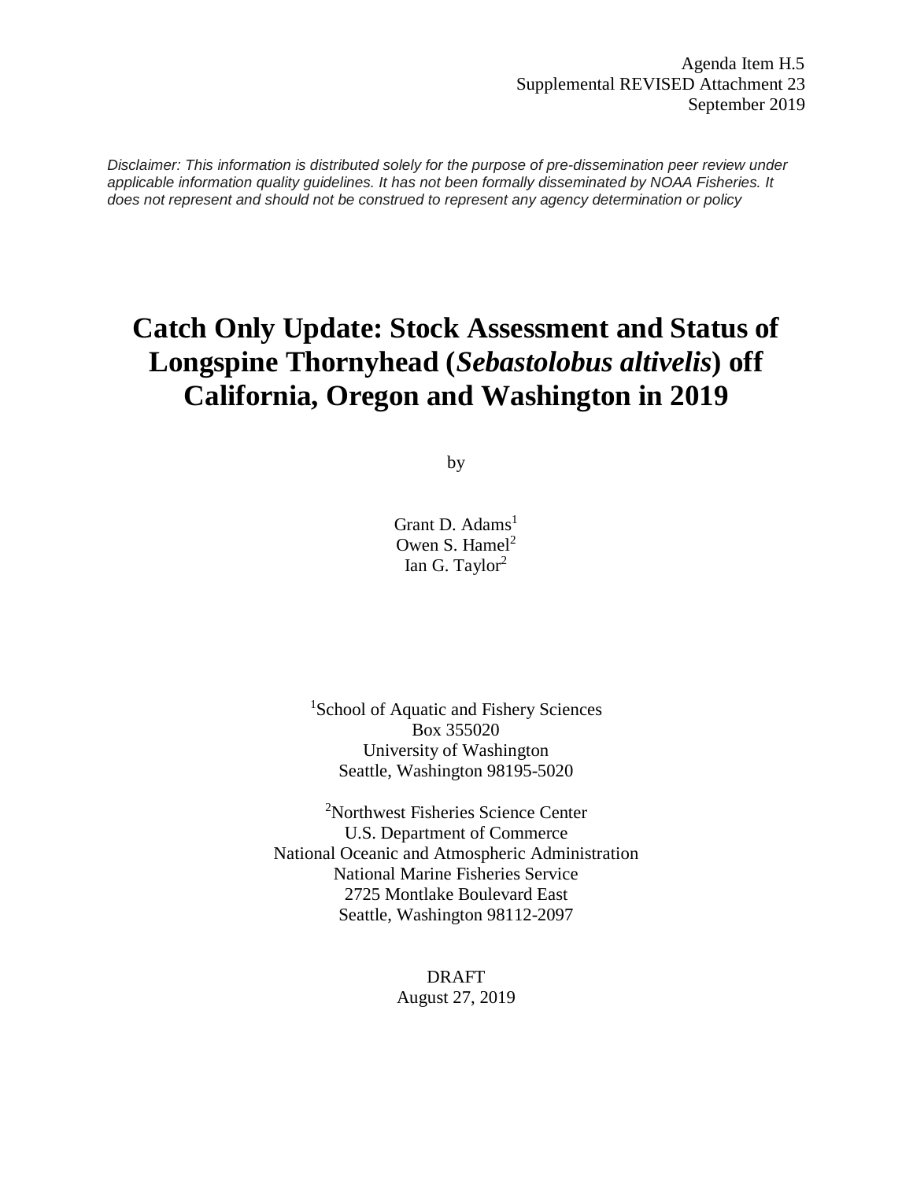Agenda Item H.5
Supplemental REVISED Attachment 23
September 2019

*Disclaimer: This information is distributed solely for the purpose of pre-dissemination peer review under applicable information quality guidelines. It has not been formally disseminated by NOAA Fisheries. It does not represent and should not be construed to represent any agency determination or policy*

# Catch Only Update: Stock Assessment and Status of Longspine Thornyhead (*Sebastolobus altivelis*) off California, Oregon and Washington in 2019

by

Grant D. Adams[1]
Owen S. Hamel[2]
Ian G. Taylor[2]

[1]School of Aquatic and Fishery Sciences
Box 355020
University of Washington
Seattle, Washington 98195-5020

[2]Northwest Fisheries Science Center
U.S. Department of Commerce
National Oceanic and Atmospheric Administration
National Marine Fisheries Service
2725 Montlake Boulevard East
Seattle, Washington 98112-2097

DRAFT
August 27, 2019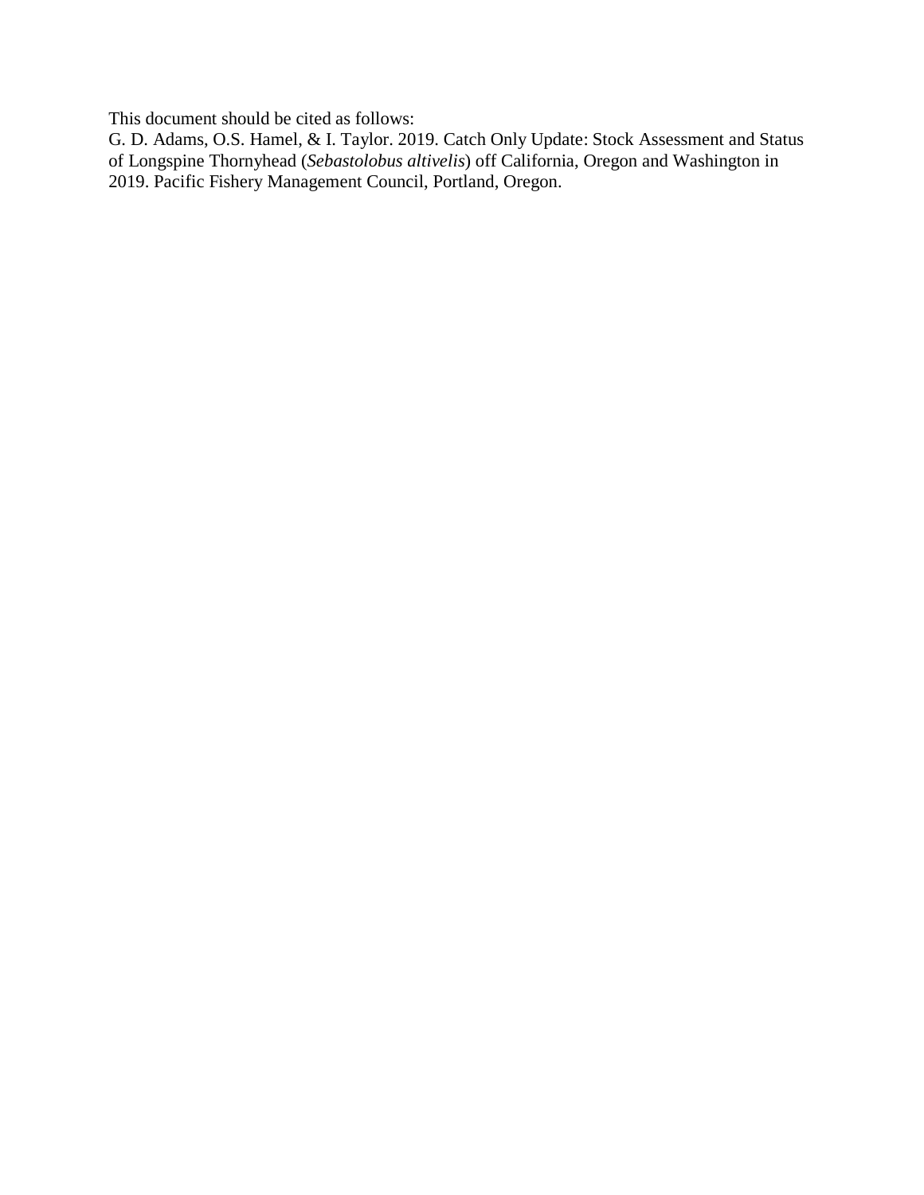This document should be cited as follows:
G. D. Adams, O.S. Hamel, & I. Taylor. 2019. Catch Only Update: Stock Assessment and Status of Longspine Thornyhead (*Sebastolobus altivelis*) off California, Oregon and Washington in 2019. Pacific Fishery Management Council, Portland, Oregon.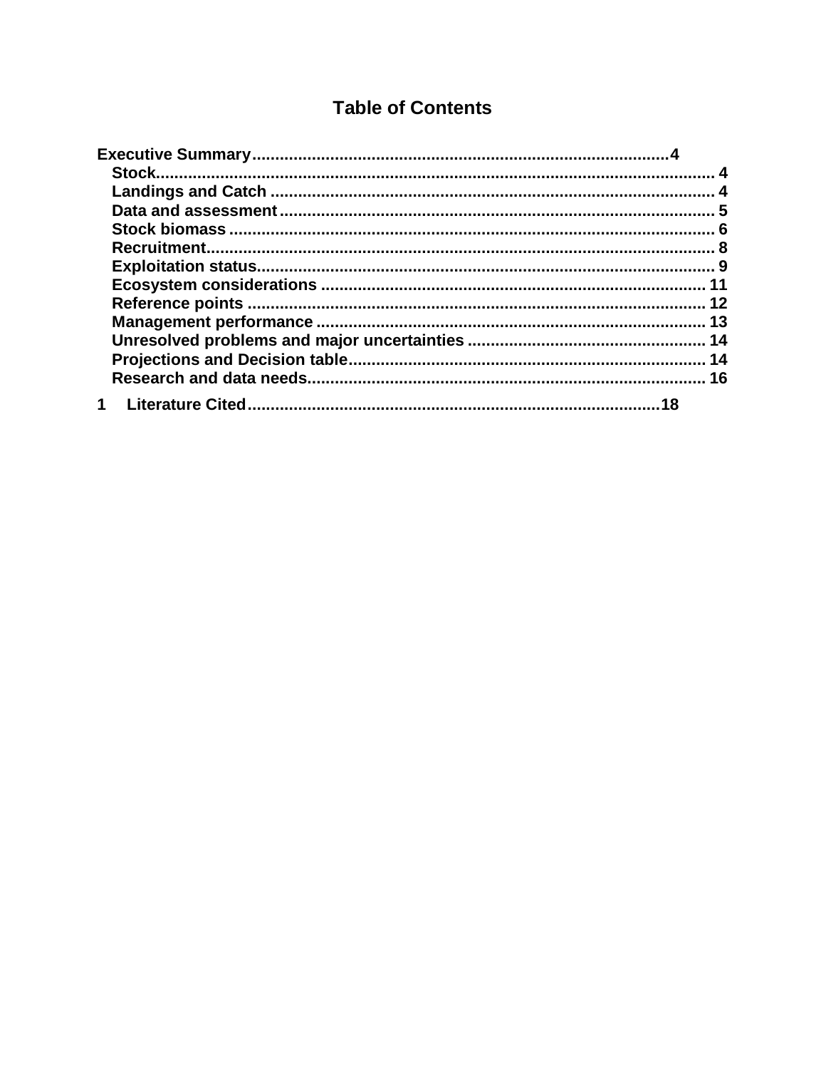# Table of Contents

**Executive Summary** .......... 4

- **Stock** .......... 4
- **Landings and Catch** .......... 4
- **Data and assessment** .......... 5
- **Stock biomass** .......... 6
- **Recruitment** .......... 8
- **Exploitation status** .......... 9
- **Ecosystem considerations** .......... 11
- **Reference points** .......... 12
- **Management performance** .......... 13
- **Unresolved problems and major uncertainties** .......... 14
- **Projections and Decision table** .......... 14
- **Research and data needs** .......... 16

**1 Literature Cited** .......... 18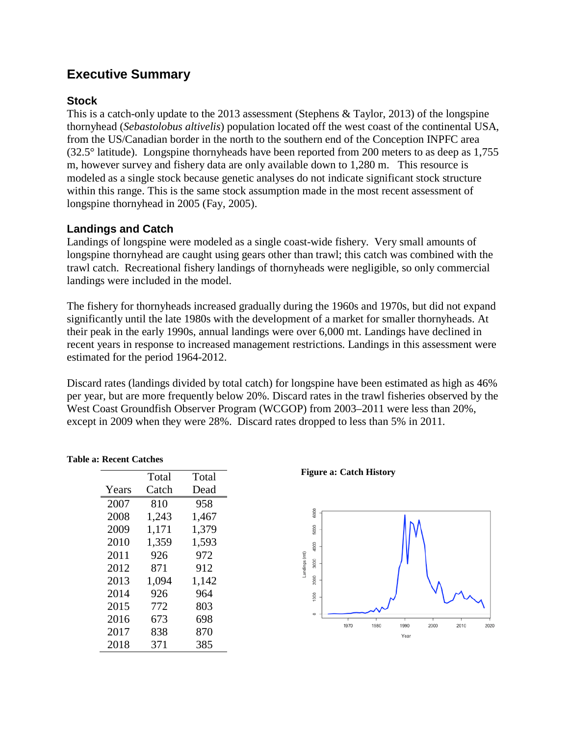# Executive Summary

## Stock

This is a catch-only update to the 2013 assessment (Stephens & Taylor, 2013) of the longspine thornyhead (*Sebastolobus altivelis*) population located off the west coast of the continental USA, from the US/Canadian border in the north to the southern end of the Conception INPFC area (32.5° latitude). Longspine thornyheads have been reported from 200 meters to as deep as 1,755 m, however survey and fishery data are only available down to 1,280 m. This resource is modeled as a single stock because genetic analyses do not indicate significant stock structure within this range. This is the same stock assumption made in the most recent assessment of longspine thornyhead in 2005 (Fay, 2005).

## Landings and Catch

Landings of longspine were modeled as a single coast-wide fishery. Very small amounts of longspine thornyhead are caught using gears other than trawl; this catch was combined with the trawl catch. Recreational fishery landings of thornyheads were negligible, so only commercial landings were included in the model.

The fishery for thornyheads increased gradually during the 1960s and 1970s, but did not expand significantly until the late 1980s with the development of a market for smaller thornyheads. At their peak in the early 1990s, annual landings were over 6,000 mt. Landings have declined in recent years in response to increased management restrictions. Landings in this assessment were estimated for the period 1964-2012.

Discard rates (landings divided by total catch) for longspine have been estimated as high as 46% per year, but are more frequently below 20%. Discard rates in the trawl fisheries observed by the West Coast Groundfish Observer Program (WCGOP) from 2003–2011 were less than 20%, except in 2009 when they were 28%. Discard rates dropped to less than 5% in 2011.

**Table a: Recent Catches**

| Years | Total Catch | Total Dead |
|---|---|---|
| 2007 | 810 | 958 |
| 2008 | 1,243 | 1,467 |
| 2009 | 1,171 | 1,379 |
| 2010 | 1,359 | 1,593 |
| 2011 | 926 | 972 |
| 2012 | 871 | 912 |
| 2013 | 1,094 | 1,142 |
| 2014 | 926 | 964 |
| 2015 | 772 | 803 |
| 2016 | 673 | 698 |
| 2017 | 838 | 870 |
| 2018 | 371 | 385 |

**Figure a: Catch History**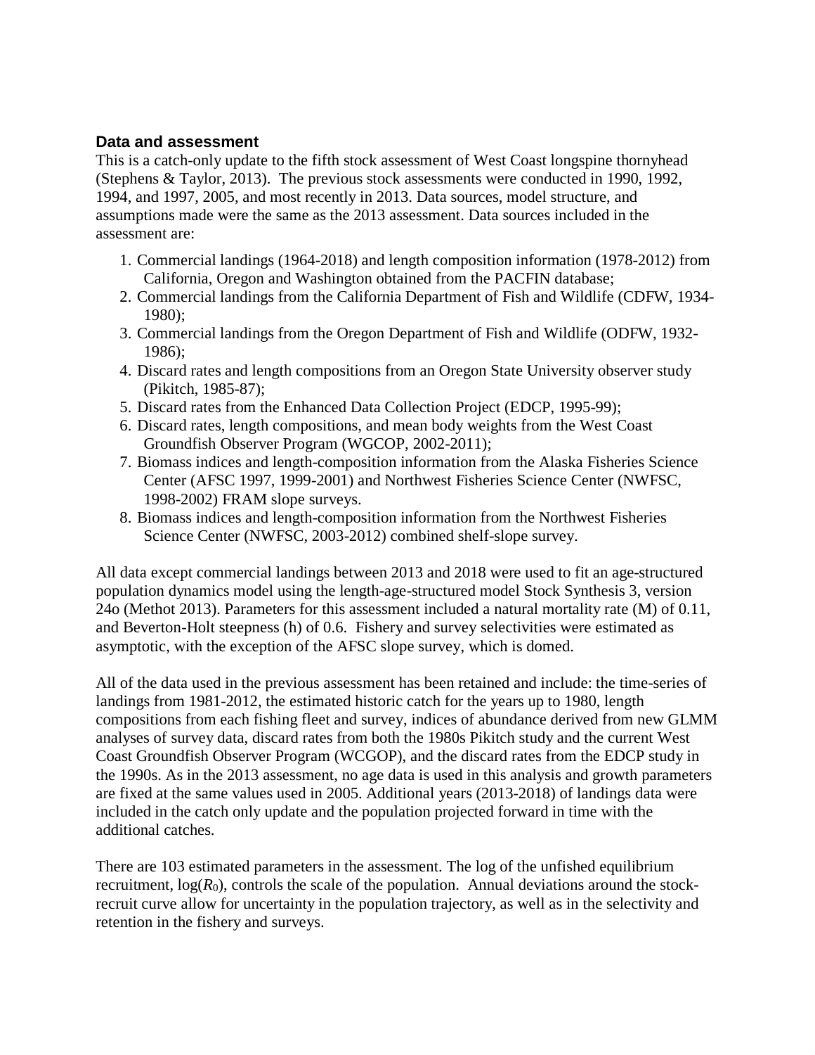### Data and assessment

This is a catch-only update to the fifth stock assessment of West Coast longspine thornyhead (Stephens & Taylor, 2013). The previous stock assessments were conducted in 1990, 1992, 1994, and 1997, 2005, and most recently in 2013. Data sources, model structure, and assumptions made were the same as the 2013 assessment. Data sources included in the assessment are:

1. Commercial landings (1964-2018) and length composition information (1978-2012) from California, Oregon and Washington obtained from the PACFIN database;
2. Commercial landings from the California Department of Fish and Wildlife (CDFW, 1934-1980);
3. Commercial landings from the Oregon Department of Fish and Wildlife (ODFW, 1932-1986);
4. Discard rates and length compositions from an Oregon State University observer study (Pikitch, 1985-87);
5. Discard rates from the Enhanced Data Collection Project (EDCP, 1995-99);
6. Discard rates, length compositions, and mean body weights from the West Coast Groundfish Observer Program (WGCOP, 2002-2011);
7. Biomass indices and length-composition information from the Alaska Fisheries Science Center (AFSC 1997, 1999-2001) and Northwest Fisheries Science Center (NWFSC, 1998-2002) FRAM slope surveys.
8. Biomass indices and length-composition information from the Northwest Fisheries Science Center (NWFSC, 2003-2012) combined shelf-slope survey.

All data except commercial landings between 2013 and 2018 were used to fit an age-structured population dynamics model using the length-age-structured model Stock Synthesis 3, version 24o (Methot 2013). Parameters for this assessment included a natural mortality rate (M) of 0.11, and Beverton-Holt steepness (h) of 0.6. Fishery and survey selectivities were estimated as asymptotic, with the exception of the AFSC slope survey, which is domed.

All of the data used in the previous assessment has been retained and include: the time-series of landings from 1981-2012, the estimated historic catch for the years up to 1980, length compositions from each fishing fleet and survey, indices of abundance derived from new GLMM analyses of survey data, discard rates from both the 1980s Pikitch study and the current West Coast Groundfish Observer Program (WCGOP), and the discard rates from the EDCP study in the 1990s. As in the 2013 assessment, no age data is used in this analysis and growth parameters are fixed at the same values used in 2005. Additional years (2013-2018) of landings data were included in the catch only update and the population projected forward in time with the additional catches.

There are 103 estimated parameters in the assessment. The log of the unfished equilibrium recruitment, $\log(R_0)$, controls the scale of the population. Annual deviations around the stock-recruit curve allow for uncertainty in the population trajectory, as well as in the selectivity and retention in the fishery and surveys.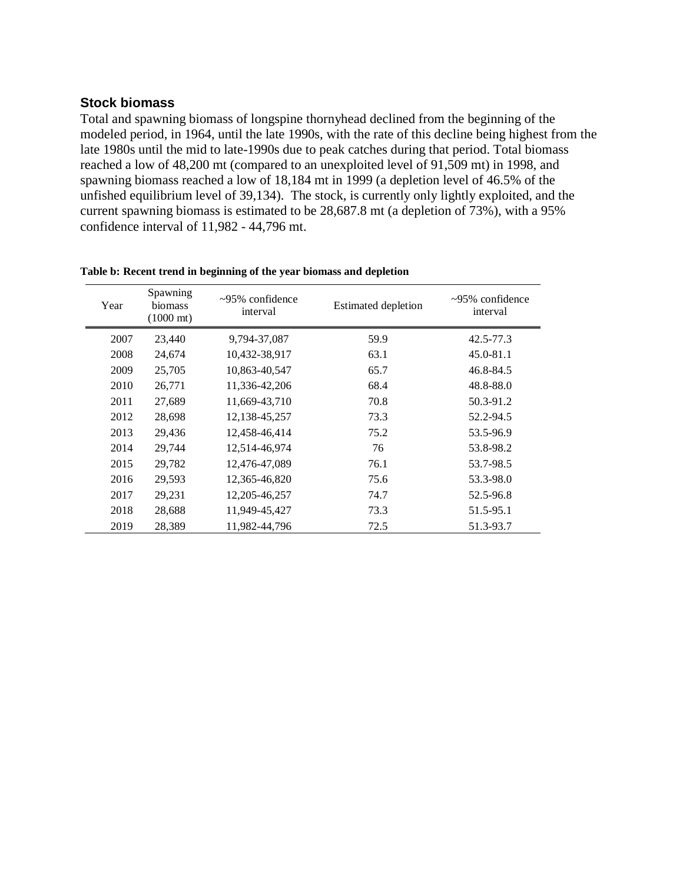### Stock biomass

Total and spawning biomass of longspine thornyhead declined from the beginning of the modeled period, in 1964, until the late 1990s, with the rate of this decline being highest from the late 1980s until the mid to late-1990s due to peak catches during that period. Total biomass reached a low of 48,200 mt (compared to an unexploited level of 91,509 mt) in 1998, and spawning biomass reached a low of 18,184 mt in 1999 (a depletion level of 46.5% of the unfished equilibrium level of 39,134). The stock, is currently only lightly exploited, and the current spawning biomass is estimated to be 28,687.8 mt (a depletion of 73%), with a 95% confidence interval of 11,982 - 44,796 mt.

**Table b: Recent trend in beginning of the year biomass and depletion**

| Year | Spawning biomass (1000 mt) | ~95% confidence interval | Estimated depletion | ~95% confidence interval |
|---|---|---|---|---|
| 2007 | 23,440 | 9,794-37,087 | 59.9 | 42.5-77.3 |
| 2008 | 24,674 | 10,432-38,917 | 63.1 | 45.0-81.1 |
| 2009 | 25,705 | 10,863-40,547 | 65.7 | 46.8-84.5 |
| 2010 | 26,771 | 11,336-42,206 | 68.4 | 48.8-88.0 |
| 2011 | 27,689 | 11,669-43,710 | 70.8 | 50.3-91.2 |
| 2012 | 28,698 | 12,138-45,257 | 73.3 | 52.2-94.5 |
| 2013 | 29,436 | 12,458-46,414 | 75.2 | 53.5-96.9 |
| 2014 | 29,744 | 12,514-46,974 | 76 | 53.8-98.2 |
| 2015 | 29,782 | 12,476-47,089 | 76.1 | 53.7-98.5 |
| 2016 | 29,593 | 12,365-46,820 | 75.6 | 53.3-98.0 |
| 2017 | 29,231 | 12,205-46,257 | 74.7 | 52.5-96.8 |
| 2018 | 28,688 | 11,949-45,427 | 73.3 | 51.5-95.1 |
| 2019 | 28,389 | 11,982-44,796 | 72.5 | 51.3-93.7 |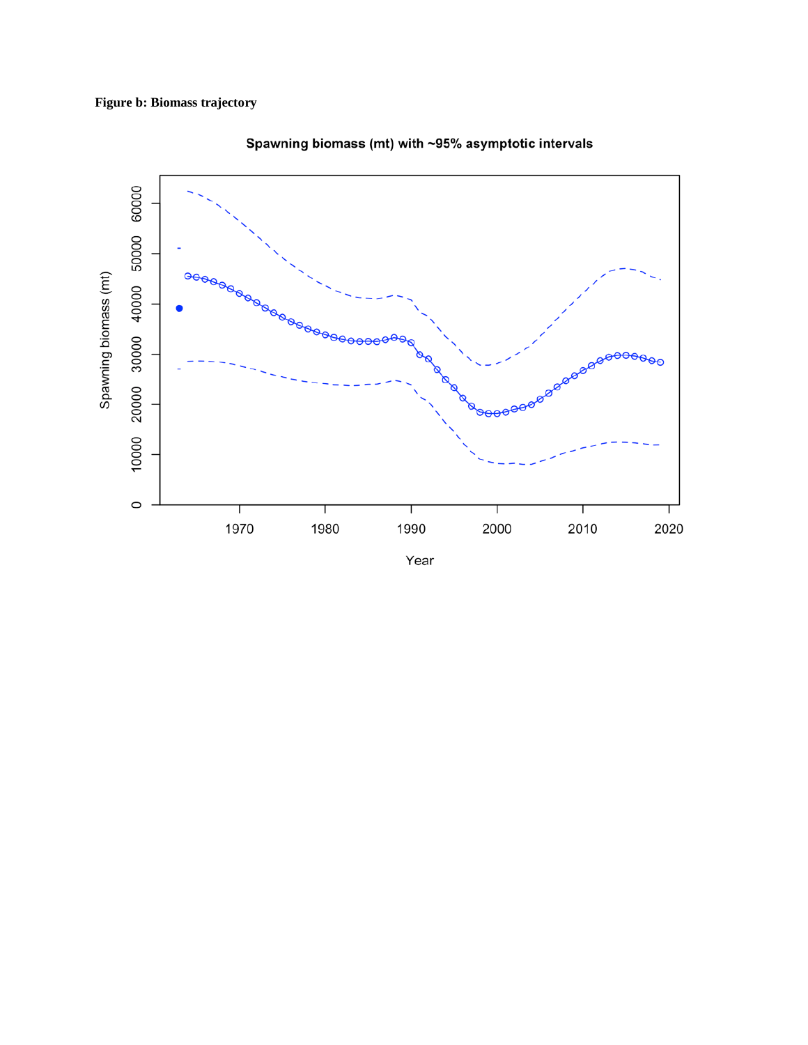**Figure b: Biomass trajectory**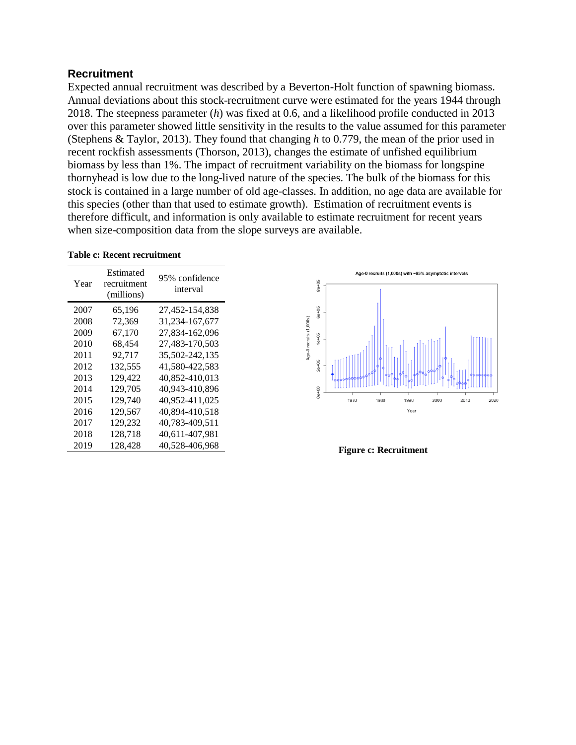## Recruitment

Expected annual recruitment was described by a Beverton-Holt function of spawning biomass. Annual deviations about this stock-recruitment curve were estimated for the years 1944 through 2018. The steepness parameter ($h$) was fixed at 0.6, and a likelihood profile conducted in 2013 over this parameter showed little sensitivity in the results to the value assumed for this parameter (Stephens & Taylor, 2013). They found that changing $h$ to 0.779, the mean of the prior used in recent rockfish assessments (Thorson, 2013), changes the estimate of unfished equilibrium biomass by less than 1%. The impact of recruitment variability on the biomass for longspine thornyhead is low due to the long-lived nature of the species. The bulk of the biomass for this stock is contained in a large number of old age-classes. In addition, no age data are available for this species (other than that used to estimate growth). Estimation of recruitment events is therefore difficult, and information is only available to estimate recruitment for recent years when size-composition data from the slope surveys are available.

**Table c: Recent recruitment**

| Year | Estimated recruitment (millions) | 95% confidence interval |
|---|---|---|
| 2007 | 65,196 | 27,452-154,838 |
| 2008 | 72,369 | 31,234-167,677 |
| 2009 | 67,170 | 27,834-162,096 |
| 2010 | 68,454 | 27,483-170,503 |
| 2011 | 92,717 | 35,502-242,135 |
| 2012 | 132,555 | 41,580-422,583 |
| 2013 | 129,422 | 40,852-410,013 |
| 2014 | 129,705 | 40,943-410,896 |
| 2015 | 129,740 | 40,952-411,025 |
| 2016 | 129,567 | 40,894-410,518 |
| 2017 | 129,232 | 40,783-409,511 |
| 2018 | 128,718 | 40,611-407,981 |
| 2019 | 128,428 | 40,528-406,968 |

**Figure c: Recruitment**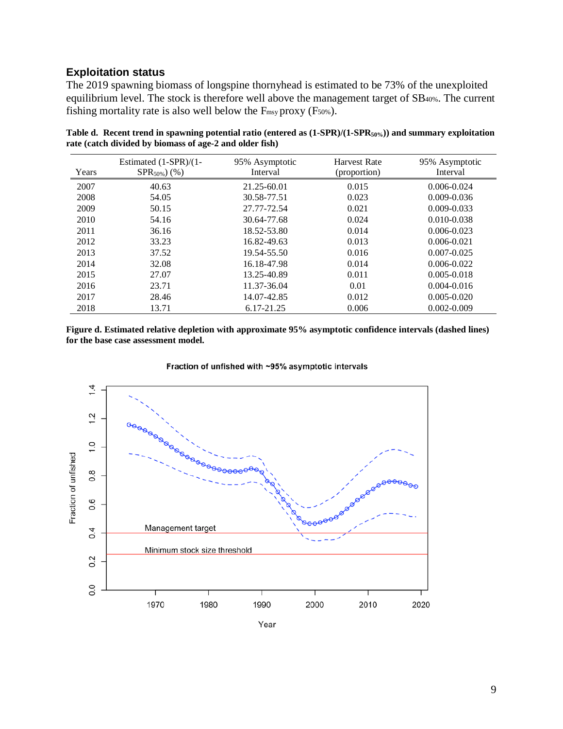### Exploitation status

The 2019 spawning biomass of longspine thornyhead is estimated to be 73% of the unexploited equilibrium level. The stock is therefore well above the management target of $SB_{40\%}$. The current fishing mortality rate is also well below the $F_{msy}$ proxy ($F_{50\%}$).

**Table d. Recent trend in spawning potential ratio (entered as (1-SPR)/(1-$SPR_{50\%}$)) and summary exploitation rate (catch divided by biomass of age-2 and older fish)**

| Years | Estimated (1-SPR)/(1-$SPR_{50\%}$) (%) | 95% Asymptotic Interval | Harvest Rate (proportion) | 95% Asymptotic Interval |
|---|---|---|---|---|
| 2007 | 40.63 | 21.25-60.01 | 0.015 | 0.006-0.024 |
| 2008 | 54.05 | 30.58-77.51 | 0.023 | 0.009-0.036 |
| 2009 | 50.15 | 27.77-72.54 | 0.021 | 0.009-0.033 |
| 2010 | 54.16 | 30.64-77.68 | 0.024 | 0.010-0.038 |
| 2011 | 36.16 | 18.52-53.80 | 0.014 | 0.006-0.023 |
| 2012 | 33.23 | 16.82-49.63 | 0.013 | 0.006-0.021 |
| 2013 | 37.52 | 19.54-55.50 | 0.016 | 0.007-0.025 |
| 2014 | 32.08 | 16.18-47.98 | 0.014 | 0.006-0.022 |
| 2015 | 27.07 | 13.25-40.89 | 0.011 | 0.005-0.018 |
| 2016 | 23.71 | 11.37-36.04 | 0.01 | 0.004-0.016 |
| 2017 | 28.46 | 14.07-42.85 | 0.012 | 0.005-0.020 |
| 2018 | 13.71 | 6.17-21.25 | 0.006 | 0.002-0.009 |

**Figure d. Estimated relative depletion with approximate 95% asymptotic confidence intervals (dashed lines) for the base case assessment model.**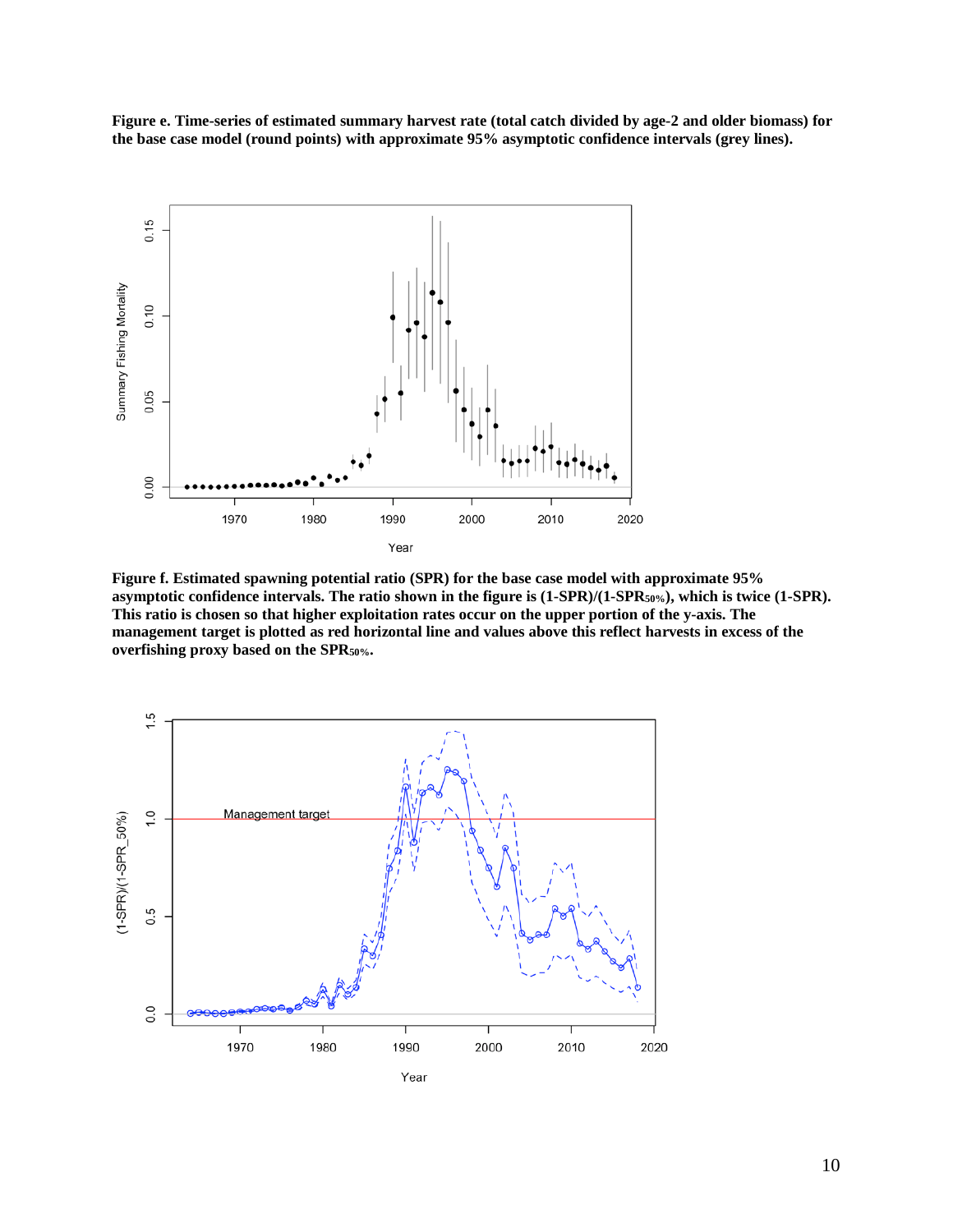**Figure e. Time-series of estimated summary harvest rate (total catch divided by age-2 and older biomass) for the base case model (round points) with approximate 95% asymptotic confidence intervals (grey lines).**

**Figure f. Estimated spawning potential ratio (SPR) for the base case model with approximate 95% asymptotic confidence intervals. The ratio shown in the figure is (1-SPR)/(1-SPR$_{50\%}$), which is twice (1-SPR). This ratio is chosen so that higher exploitation rates occur on the upper portion of the y-axis. The management target is plotted as red horizontal line and values above this reflect harvests in excess of the overfishing proxy based on the SPR$_{50\%}$.**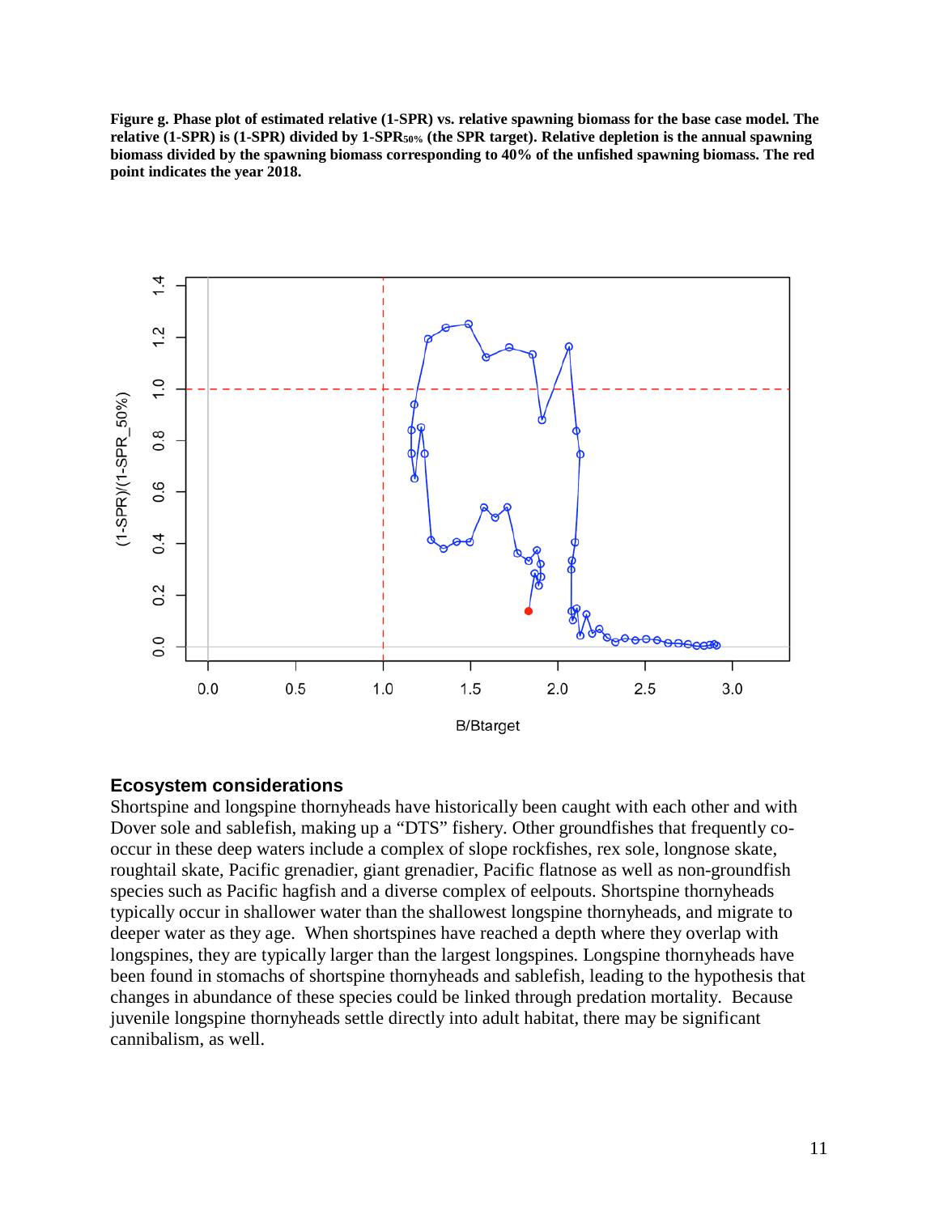**Figure g. Phase plot of estimated relative (1-SPR) vs. relative spawning biomass for the base case model. The relative (1-SPR) is (1-SPR) divided by 1-$SPR_{50\%}$ (the SPR target). Relative depletion is the annual spawning biomass divided by the spawning biomass corresponding to 40% of the unfished spawning biomass. The red point indicates the year 2018.**

## Ecosystem considerations

Shortspine and longspine thornyheads have historically been caught with each other and with Dover sole and sablefish, making up a "DTS" fishery. Other groundfishes that frequently co-occur in these deep waters include a complex of slope rockfishes, rex sole, longnose skate, roughtail skate, Pacific grenadier, giant grenadier, Pacific flatnose as well as non-groundfish species such as Pacific hagfish and a diverse complex of eelpouts. Shortspine thornyheads typically occur in shallower water than the shallowest longspine thornyheads, and migrate to deeper water as they age. When shortspines have reached a depth where they overlap with longspines, they are typically larger than the largest longspines. Longspine thornyheads have been found in stomachs of shortspine thornyheads and sablefish, leading to the hypothesis that changes in abundance of these species could be linked through predation mortality. Because juvenile longspine thornyheads settle directly into adult habitat, there may be significant cannibalism, as well.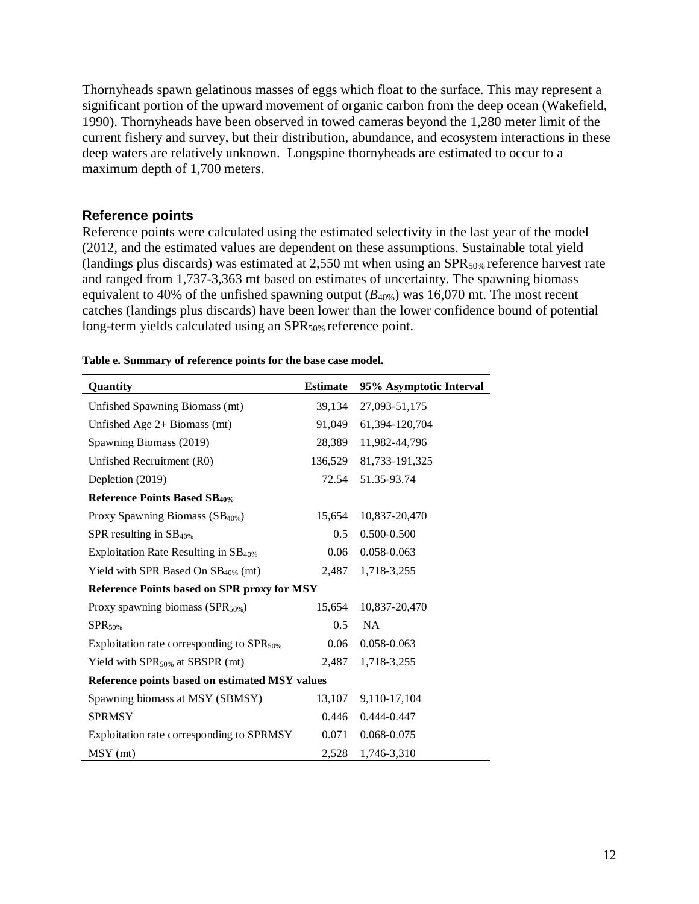Thornyheads spawn gelatinous masses of eggs which float to the surface. This may represent a significant portion of the upward movement of organic carbon from the deep ocean (Wakefield, 1990). Thornyheads have been observed in towed cameras beyond the 1,280 meter limit of the current fishery and survey, but their distribution, abundance, and ecosystem interactions in these deep waters are relatively unknown. Longspine thornyheads are estimated to occur to a maximum depth of 1,700 meters.

## Reference points

Reference points were calculated using the estimated selectivity in the last year of the model (2012, and the estimated values are dependent on these assumptions. Sustainable total yield (landings plus discards) was estimated at 2,550 mt when using an $SPR_{50\%}$ reference harvest rate and ranged from 1,737-3,363 mt based on estimates of uncertainty. The spawning biomass equivalent to 40% of the unfished spawning output ($B_{40\%}$) was 16,070 mt. The most recent catches (landings plus discards) have been lower than the lower confidence bound of potential long-term yields calculated using an $SPR_{50\%}$ reference point.

**Table e. Summary of reference points for the base case model.**

| Quantity | Estimate | 95% Asymptotic Interval |
|---|---|---|
| Unfished Spawning Biomass (mt) | 39,134 | 27,093-51,175 |
| Unfished Age 2+ Biomass (mt) | 91,049 | 61,394-120,704 |
| Spawning Biomass (2019) | 28,389 | 11,982-44,796 |
| Unfished Recruitment (R0) | 136,529 | 81,733-191,325 |
| Depletion (2019) | 72.54 | 51.35-93.74 |
| **Reference Points Based $SB_{40\%}$** | | |
| Proxy Spawning Biomass ($SB_{40\%}$) | 15,654 | 10,837-20,470 |
| SPR resulting in $SB_{40\%}$ | 0.5 | 0.500-0.500 |
| Exploitation Rate Resulting in $SB_{40\%}$ | 0.06 | 0.058-0.063 |
| Yield with SPR Based On $SB_{40\%}$ (mt) | 2,487 | 1,718-3,255 |
| **Reference Points based on SPR proxy for MSY** | | |
| Proxy spawning biomass ($SPR_{50\%}$) | 15,654 | 10,837-20,470 |
| $SPR_{50\%}$ | 0.5 | NA |
| Exploitation rate corresponding to $SPR_{50\%}$ | 0.06 | 0.058-0.063 |
| Yield with $SPR_{50\%}$ at SBSPR (mt) | 2,487 | 1,718-3,255 |
| **Reference points based on estimated MSY values** | | |
| Spawning biomass at MSY (SBMSY) | 13,107 | 9,110-17,104 |
| SPRMSY | 0.446 | 0.444-0.447 |
| Exploitation rate corresponding to SPRMSY | 0.071 | 0.068-0.075 |
| MSY (mt) | 2,528 | 1,746-3,310 |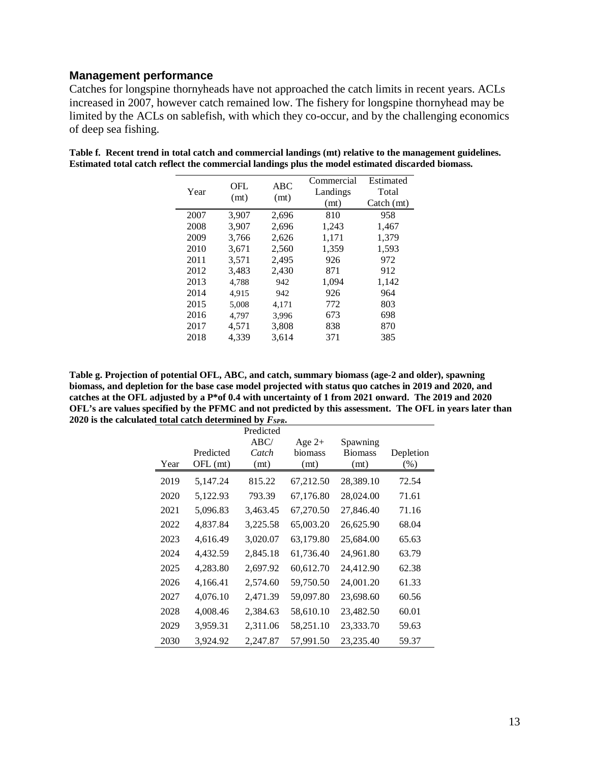## Management performance

Catches for longspine thornyheads have not approached the catch limits in recent years. ACLs increased in 2007, however catch remained low. The fishery for longspine thornyhead may be limited by the ACLs on sablefish, with which they co-occur, and by the challenging economics of deep sea fishing.

**Table f. Recent trend in total catch and commercial landings (mt) relative to the management guidelines. Estimated total catch reflect the commercial landings plus the model estimated discarded biomass.**

| Year | OFL (mt) | ABC (mt) | Commercial Landings (mt) | Estimated Total Catch (mt) |
|---|---|---|---|---|
| 2007 | 3,907 | 2,696 | 810 | 958 |
| 2008 | 3,907 | 2,696 | 1,243 | 1,467 |
| 2009 | 3,766 | 2,626 | 1,171 | 1,379 |
| 2010 | 3,671 | 2,560 | 1,359 | 1,593 |
| 2011 | 3,571 | 2,495 | 926 | 972 |
| 2012 | 3,483 | 2,430 | 871 | 912 |
| 2013 | 4,788 | 942 | 1,094 | 1,142 |
| 2014 | 4,915 | 942 | 926 | 964 |
| 2015 | 5,008 | 4,171 | 772 | 803 |
| 2016 | 4,797 | 3,996 | 673 | 698 |
| 2017 | 4,571 | 3,808 | 838 | 870 |
| 2018 | 4,339 | 3,614 | 371 | 385 |

**Table g. Projection of potential OFL, ABC, and catch, summary biomass (age-2 and older), spawning biomass, and depletion for the base case model projected with status quo catches in 2019 and 2020, and catches at the OFL adjusted by a P\*of 0.4 with uncertainty of 1 from 2021 onward. The 2019 and 2020 OFL's are values specified by the PFMC and not predicted by this assessment. The OFL in years later than 2020 is the calculated total catch determined by $F_{SPR}$.**

| Year | Predicted OFL (mt) | Predicted ABC/ *Catch* (mt) | Age 2+ biomass (mt) | Spawning Biomass (mt) | Depletion (%) |
|---|---|---|---|---|---|
| 2019 | 5,147.24 | 815.22 | 67,212.50 | 28,389.10 | 72.54 |
| 2020 | 5,122.93 | 793.39 | 67,176.80 | 28,024.00 | 71.61 |
| 2021 | 5,096.83 | 3,463.45 | 67,270.50 | 27,846.40 | 71.16 |
| 2022 | 4,837.84 | 3,225.58 | 65,003.20 | 26,625.90 | 68.04 |
| 2023 | 4,616.49 | 3,020.07 | 63,179.80 | 25,684.00 | 65.63 |
| 2024 | 4,432.59 | 2,845.18 | 61,736.40 | 24,961.80 | 63.79 |
| 2025 | 4,283.80 | 2,697.92 | 60,612.70 | 24,412.90 | 62.38 |
| 2026 | 4,166.41 | 2,574.60 | 59,750.50 | 24,001.20 | 61.33 |
| 2027 | 4,076.10 | 2,471.39 | 59,097.80 | 23,698.60 | 60.56 |
| 2028 | 4,008.46 | 2,384.63 | 58,610.10 | 23,482.50 | 60.01 |
| 2029 | 3,959.31 | 2,311.06 | 58,251.10 | 23,333.70 | 59.63 |
| 2030 | 3,924.92 | 2,247.87 | 57,991.50 | 23,235.40 | 59.37 |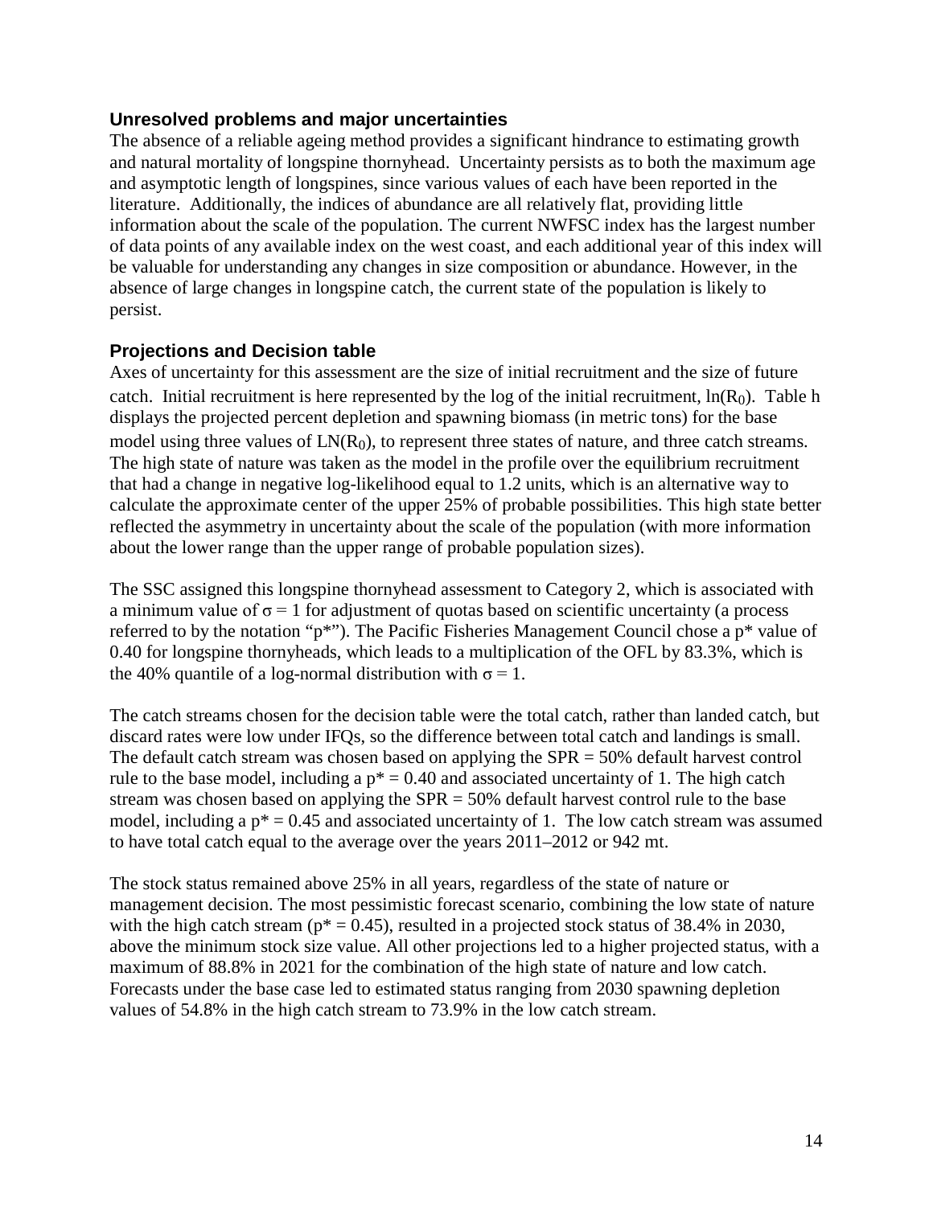### Unresolved problems and major uncertainties

The absence of a reliable ageing method provides a significant hindrance to estimating growth and natural mortality of longspine thornyhead. Uncertainty persists as to both the maximum age and asymptotic length of longspines, since various values of each have been reported in the literature. Additionally, the indices of abundance are all relatively flat, providing little information about the scale of the population. The current NWFSC index has the largest number of data points of any available index on the west coast, and each additional year of this index will be valuable for understanding any changes in size composition or abundance. However, in the absence of large changes in longspine catch, the current state of the population is likely to persist.

### Projections and Decision table

Axes of uncertainty for this assessment are the size of initial recruitment and the size of future catch. Initial recruitment is here represented by the log of the initial recruitment, $\ln(R_0)$. Table h displays the projected percent depletion and spawning biomass (in metric tons) for the base model using three values of $LN(R_0)$, to represent three states of nature, and three catch streams. The high state of nature was taken as the model in the profile over the equilibrium recruitment that had a change in negative log-likelihood equal to 1.2 units, which is an alternative way to calculate the approximate center of the upper 25% of probable possibilities. This high state better reflected the asymmetry in uncertainty about the scale of the population (with more information about the lower range than the upper range of probable population sizes).

The SSC assigned this longspine thornyhead assessment to Category 2, which is associated with a minimum value of $\sigma = 1$ for adjustment of quotas based on scientific uncertainty (a process referred to by the notation "p*"). The Pacific Fisheries Management Council chose a p* value of 0.40 for longspine thornyheads, which leads to a multiplication of the OFL by 83.3%, which is the 40% quantile of a log-normal distribution with $\sigma = 1$.

The catch streams chosen for the decision table were the total catch, rather than landed catch, but discard rates were low under IFQs, so the difference between total catch and landings is small. The default catch stream was chosen based on applying the SPR = 50% default harvest control rule to the base model, including a $p^* = 0.40$ and associated uncertainty of 1. The high catch stream was chosen based on applying the SPR = 50% default harvest control rule to the base model, including a $p^* = 0.45$ and associated uncertainty of 1. The low catch stream was assumed to have total catch equal to the average over the years 2011–2012 or 942 mt.

The stock status remained above 25% in all years, regardless of the state of nature or management decision. The most pessimistic forecast scenario, combining the low state of nature with the high catch stream ($p^* = 0.45$), resulted in a projected stock status of 38.4% in 2030, above the minimum stock size value. All other projections led to a higher projected status, with a maximum of 88.8% in 2021 for the combination of the high state of nature and low catch. Forecasts under the base case led to estimated status ranging from 2030 spawning depletion values of 54.8% in the high catch stream to 73.9% in the low catch stream.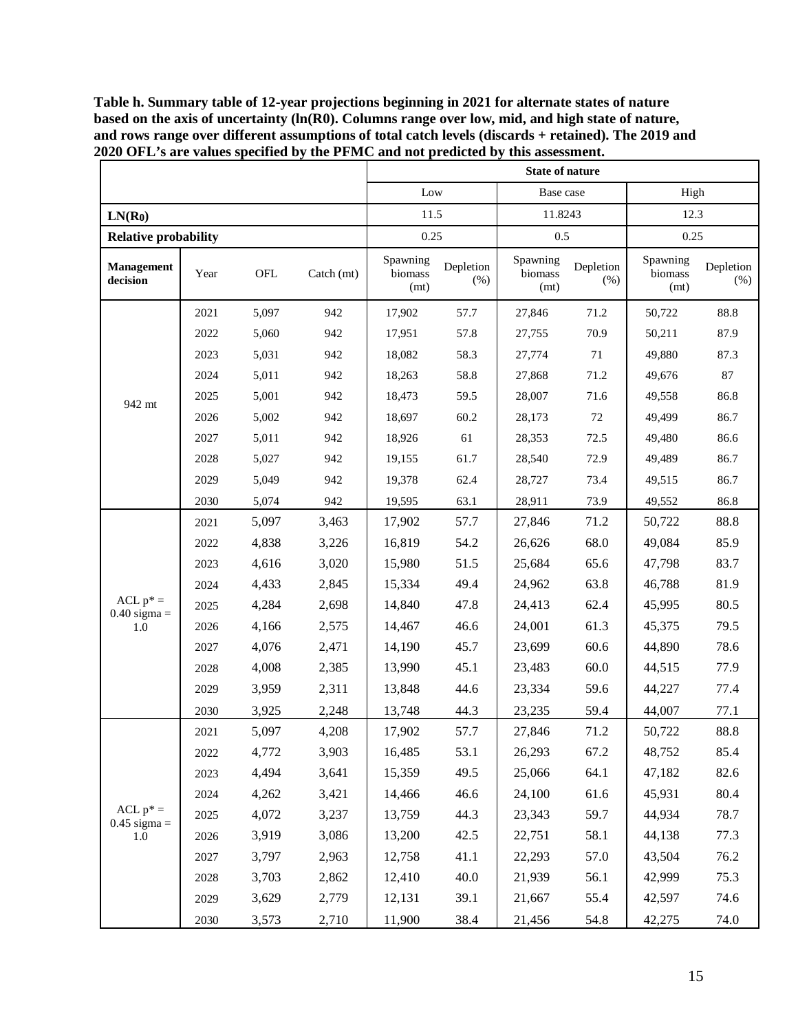**Table h. Summary table of 12-year projections beginning in 2021 for alternate states of nature based on the axis of uncertainty (ln(R0). Columns range over low, mid, and high state of nature, and rows range over different assumptions of total catch levels (discards + retained). The 2019 and 2020 OFL's are values specified by the PFMC and not predicted by this assessment.**

| | | | | State of nature | | | | | |
|---|---|---|---|---|---|---|---|---|---|
| | | | | Low | | Base case | | High | |
| **$LN(R_0)$** | | | | 11.5 | | 11.8243 | | 12.3 | |
| **Relative probability** | | | | 0.25 | | 0.5 | | 0.25 | |
| **Management decision** | Year | OFL | Catch (mt) | Spawning biomass (mt) | Depletion (%) | Spawning biomass (mt) | Depletion (%) | Spawning biomass (mt) | Depletion (%) |
| 942 mt | 2021 | 5,097 | 942 | 17,902 | 57.7 | 27,846 | 71.2 | 50,722 | 88.8 |
| | 2022 | 5,060 | 942 | 17,951 | 57.8 | 27,755 | 70.9 | 50,211 | 87.9 |
| | 2023 | 5,031 | 942 | 18,082 | 58.3 | 27,774 | 71 | 49,880 | 87.3 |
| | 2024 | 5,011 | 942 | 18,263 | 58.8 | 27,868 | 71.2 | 49,676 | 87 |
| | 2025 | 5,001 | 942 | 18,473 | 59.5 | 28,007 | 71.6 | 49,558 | 86.8 |
| | 2026 | 5,002 | 942 | 18,697 | 60.2 | 28,173 | 72 | 49,499 | 86.7 |
| | 2027 | 5,011 | 942 | 18,926 | 61 | 28,353 | 72.5 | 49,480 | 86.6 |
| | 2028 | 5,027 | 942 | 19,155 | 61.7 | 28,540 | 72.9 | 49,489 | 86.7 |
| | 2029 | 5,049 | 942 | 19,378 | 62.4 | 28,727 | 73.4 | 49,515 | 86.7 |
| | 2030 | 5,074 | 942 | 19,595 | 63.1 | 28,911 | 73.9 | 49,552 | 86.8 |
| ACL p* = 0.40 sigma = 1.0 | 2021 | 5,097 | 3,463 | 17,902 | 57.7 | 27,846 | 71.2 | 50,722 | 88.8 |
| | 2022 | 4,838 | 3,226 | 16,819 | 54.2 | 26,626 | 68.0 | 49,084 | 85.9 |
| | 2023 | 4,616 | 3,020 | 15,980 | 51.5 | 25,684 | 65.6 | 47,798 | 83.7 |
| | 2024 | 4,433 | 2,845 | 15,334 | 49.4 | 24,962 | 63.8 | 46,788 | 81.9 |
| | 2025 | 4,284 | 2,698 | 14,840 | 47.8 | 24,413 | 62.4 | 45,995 | 80.5 |
| | 2026 | 4,166 | 2,575 | 14,467 | 46.6 | 24,001 | 61.3 | 45,375 | 79.5 |
| | 2027 | 4,076 | 2,471 | 14,190 | 45.7 | 23,699 | 60.6 | 44,890 | 78.6 |
| | 2028 | 4,008 | 2,385 | 13,990 | 45.1 | 23,483 | 60.0 | 44,515 | 77.9 |
| | 2029 | 3,959 | 2,311 | 13,848 | 44.6 | 23,334 | 59.6 | 44,227 | 77.4 |
| | 2030 | 3,925 | 2,248 | 13,748 | 44.3 | 23,235 | 59.4 | 44,007 | 77.1 |
| ACL p* = 0.45 sigma = 1.0 | 2021 | 5,097 | 4,208 | 17,902 | 57.7 | 27,846 | 71.2 | 50,722 | 88.8 |
| | 2022 | 4,772 | 3,903 | 16,485 | 53.1 | 26,293 | 67.2 | 48,752 | 85.4 |
| | 2023 | 4,494 | 3,641 | 15,359 | 49.5 | 25,066 | 64.1 | 47,182 | 82.6 |
| | 2024 | 4,262 | 3,421 | 14,466 | 46.6 | 24,100 | 61.6 | 45,931 | 80.4 |
| | 2025 | 4,072 | 3,237 | 13,759 | 44.3 | 23,343 | 59.7 | 44,934 | 78.7 |
| | 2026 | 3,919 | 3,086 | 13,200 | 42.5 | 22,751 | 58.1 | 44,138 | 77.3 |
| | 2027 | 3,797 | 2,963 | 12,758 | 41.1 | 22,293 | 57.0 | 43,504 | 76.2 |
| | 2028 | 3,703 | 2,862 | 12,410 | 40.0 | 21,939 | 56.1 | 42,999 | 75.3 |
| | 2029 | 3,629 | 2,779 | 12,131 | 39.1 | 21,667 | 55.4 | 42,597 | 74.6 |
| | 2030 | 3,573 | 2,710 | 11,900 | 38.4 | 21,456 | 54.8 | 42,275 | 74.0 |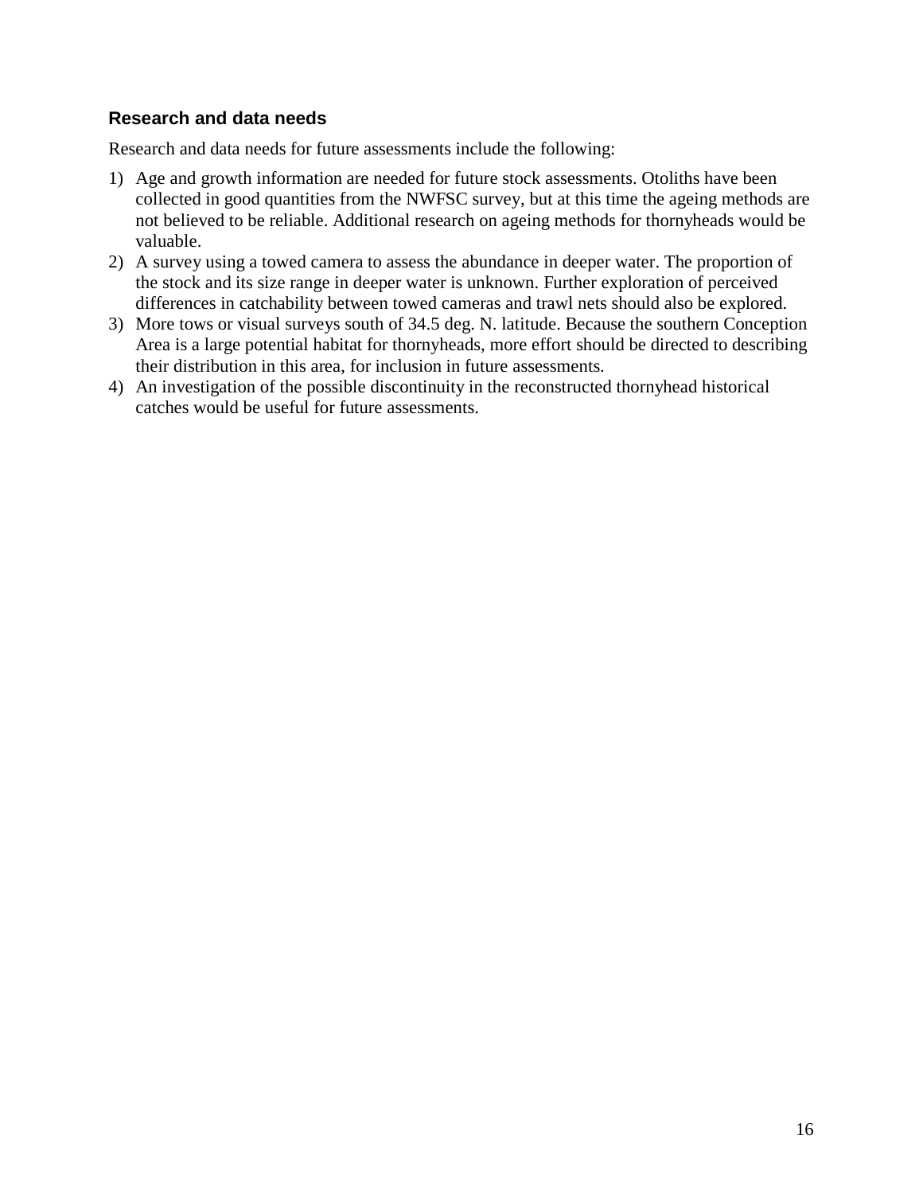### Research and data needs

Research and data needs for future assessments include the following:

1) Age and growth information are needed for future stock assessments. Otoliths have been collected in good quantities from the NWFSC survey, but at this time the ageing methods are not believed to be reliable. Additional research on ageing methods for thornyheads would be valuable.
2) A survey using a towed camera to assess the abundance in deeper water. The proportion of the stock and its size range in deeper water is unknown. Further exploration of perceived differences in catchability between towed cameras and trawl nets should also be explored.
3) More tows or visual surveys south of 34.5 deg. N. latitude. Because the southern Conception Area is a large potential habitat for thornyheads, more effort should be directed to describing their distribution in this area, for inclusion in future assessments.
4) An investigation of the possible discontinuity in the reconstructed thornyhead historical catches would be useful for future assessments.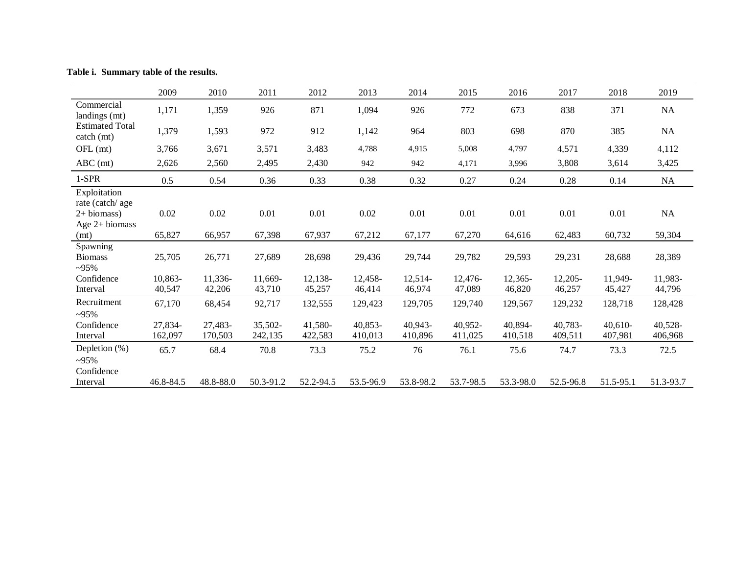**Table i. Summary table of the results.**

| | 2009 | 2010 | 2011 | 2012 | 2013 | 2014 | 2015 | 2016 | 2017 | 2018 | 2019 |
|---|---|---|---|---|---|---|---|---|---|---|---|
| Commercial landings (mt) | 1,171 | 1,359 | 926 | 871 | 1,094 | 926 | 772 | 673 | 838 | 371 | NA |
| Estimated Total catch (mt) | 1,379 | 1,593 | 972 | 912 | 1,142 | 964 | 803 | 698 | 870 | 385 | NA |
| OFL (mt) | 3,766 | 3,671 | 3,571 | 3,483 | 4,788 | 4,915 | 5,008 | 4,797 | 4,571 | 4,339 | 4,112 |
| ABC (mt) | 2,626 | 2,560 | 2,495 | 2,430 | 942 | 942 | 4,171 | 3,996 | 3,808 | 3,614 | 3,425 |
| 1-SPR | 0.5 | 0.54 | 0.36 | 0.33 | 0.38 | 0.32 | 0.27 | 0.24 | 0.28 | 0.14 | NA |
| Exploitation rate (catch/ age 2+ biomass) | 0.02 | 0.02 | 0.01 | 0.01 | 0.02 | 0.01 | 0.01 | 0.01 | 0.01 | 0.01 | NA |
| Age 2+ biomass (mt) | 65,827 | 66,957 | 67,398 | 67,937 | 67,212 | 67,177 | 67,270 | 64,616 | 62,483 | 60,732 | 59,304 |
| Spawning Biomass | 25,705 | 26,771 | 27,689 | 28,698 | 29,436 | 29,744 | 29,782 | 29,593 | 29,231 | 28,688 | 28,389 |
| ~95% Confidence Interval | 10,863-40,547 | 11,336-42,206 | 11,669-43,710 | 12,138-45,257 | 12,458-46,414 | 12,514-46,974 | 12,476-47,089 | 12,365-46,820 | 12,205-46,257 | 11,949-45,427 | 11,983-44,796 |
| Recruitment | 67,170 | 68,454 | 92,717 | 132,555 | 129,423 | 129,705 | 129,740 | 129,567 | 129,232 | 128,718 | 128,428 |
| ~95% Confidence Interval | 27,834-162,097 | 27,483-170,503 | 35,502-242,135 | 41,580-422,583 | 40,853-410,013 | 40,943-410,896 | 40,952-411,025 | 40,894-410,518 | 40,783-409,511 | 40,610-407,981 | 40,528-406,968 |
| Depletion (%) | 65.7 | 68.4 | 70.8 | 73.3 | 75.2 | 76 | 76.1 | 75.6 | 74.7 | 73.3 | 72.5 |
| ~95% Confidence Interval | 46.8-84.5 | 48.8-88.0 | 50.3-91.2 | 52.2-94.5 | 53.5-96.9 | 53.8-98.2 | 53.7-98.5 | 53.3-98.0 | 52.5-96.8 | 51.5-95.1 | 51.3-93.7 |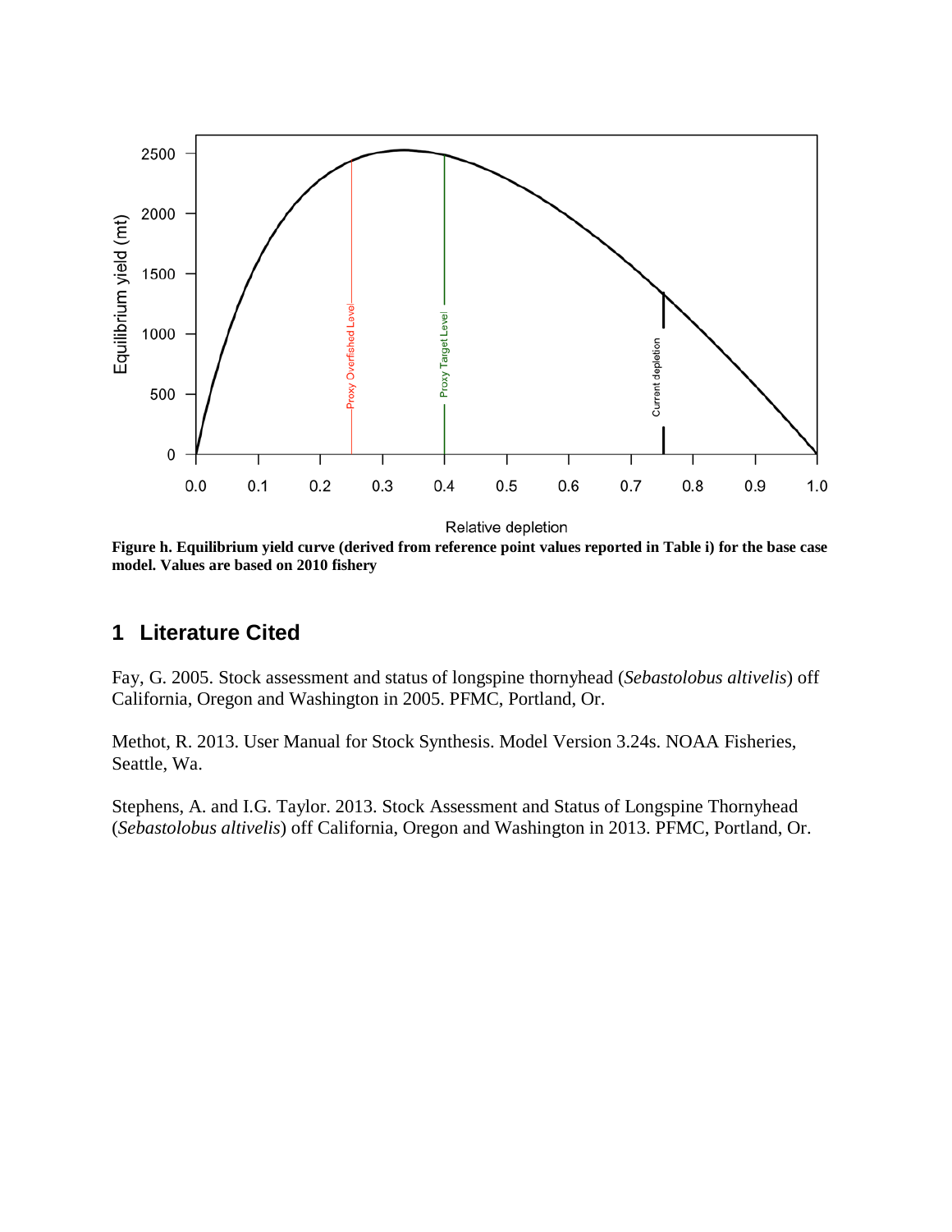Equilibrium yield (mt)

2500

2000

1500

1000

500

0

0.0 0.1 0.2 0.3 0.4 0.5 0.6 0.7 0.8 0.9 1.0

Relative depletion

Proxy Overfished Level

Proxy Target Level

Current depletion

**Figure h. Equilibrium yield curve (derived from reference point values reported in Table i) for the base case model. Values are based on 2010 fishery**

# 1 Literature Cited

Fay, G. 2005. Stock assessment and status of longspine thornyhead (*Sebastolobus altivelis*) off California, Oregon and Washington in 2005. PFMC, Portland, Or.

Methot, R. 2013. User Manual for Stock Synthesis. Model Version 3.24s. NOAA Fisheries, Seattle, Wa.

Stephens, A. and I.G. Taylor. 2013. Stock Assessment and Status of Longspine Thornyhead (*Sebastolobus altivelis*) off California, Oregon and Washington in 2013. PFMC, Portland, Or.